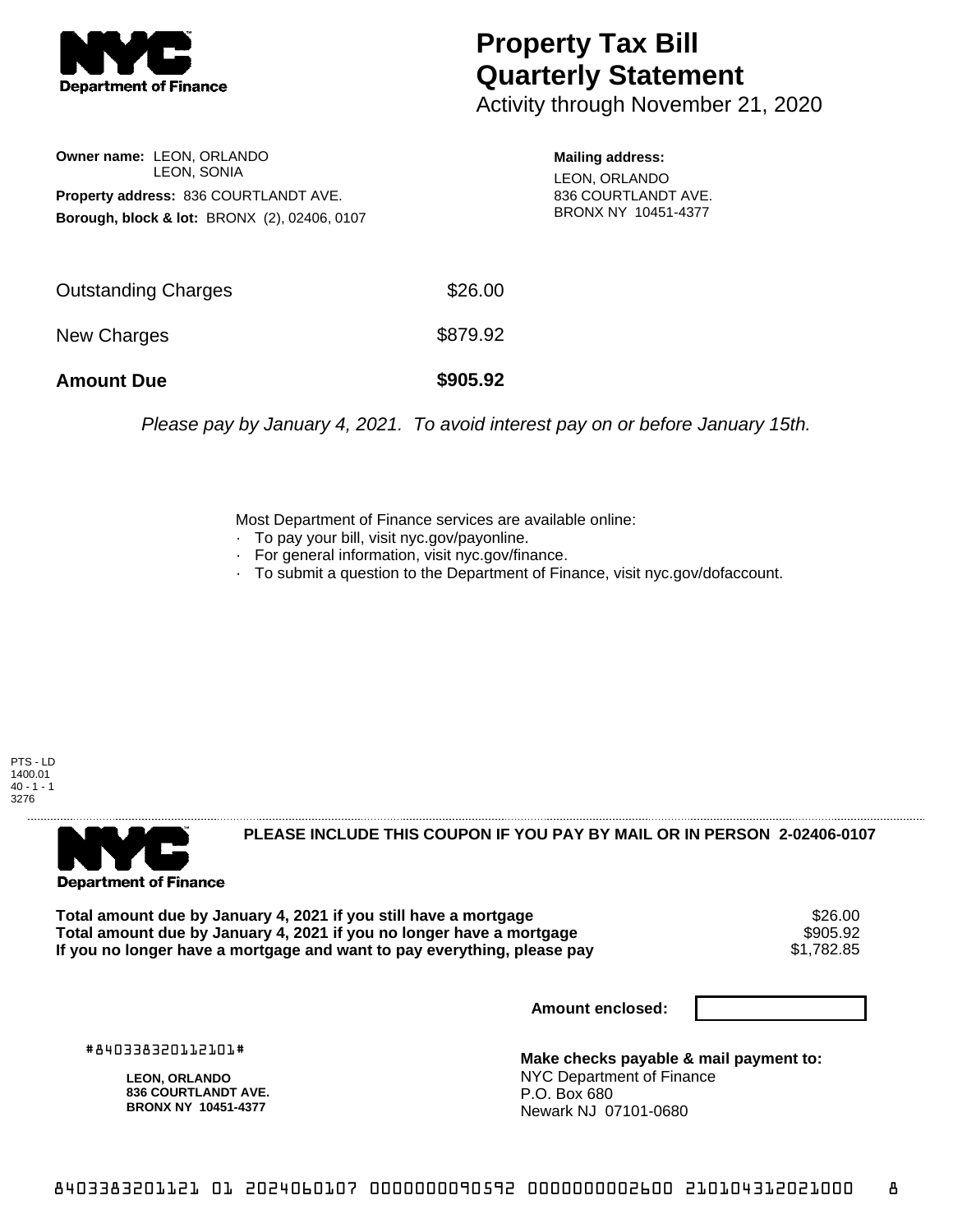# Property Tax Bill Quarterly Statement

Activity through November 21, 2020

**Owner name:** LEON, ORLANDO
LEON, SONIA

**Property address:** 836 COURTLANDT AVE.

**Borough, block & lot:** BRONX (2), 02406, 0107

**Mailing address:**
LEON, ORLANDO
836 COURTLANDT AVE.
BRONX NY 10451-4377

| | |
|---|---|
| Outstanding Charges | $26.00 |
| New Charges | $879.92 |
| **Amount Due** | **$905.92** |

*Please pay by January 4, 2021. To avoid interest pay on or before January 15th.*

Most Department of Finance services are available online:

- To pay your bill, visit nyc.gov/payonline.
- For general information, visit nyc.gov/finance.
- To submit a question to the Department of Finance, visit nyc.gov/dofaccount.

PTS - LD
1400.01
40 - 1 - 1
3276

**PLEASE INCLUDE THIS COUPON IF YOU PAY BY MAIL OR IN PERSON 2-02406-0107**

| | |
|---|---|
| **Total amount due by January 4, 2021 if you still have a mortgage** | $26.00 |
| **Total amount due by January 4, 2021 if you no longer have a mortgage** | $905.92 |
| **If you no longer have a mortgage and want to pay everything, please pay** | $1,782.85 |

**Amount enclosed:**

#840338320112101#

**LEON, ORLANDO**
**836 COURTLANDT AVE.**
**BRONX NY 10451-4377**

**Make checks payable & mail payment to:**
NYC Department of Finance
P.O. Box 680
Newark NJ 07101-0680

8403383201121 01 2024060107 0000000090592 0000000002600 210104312021000 8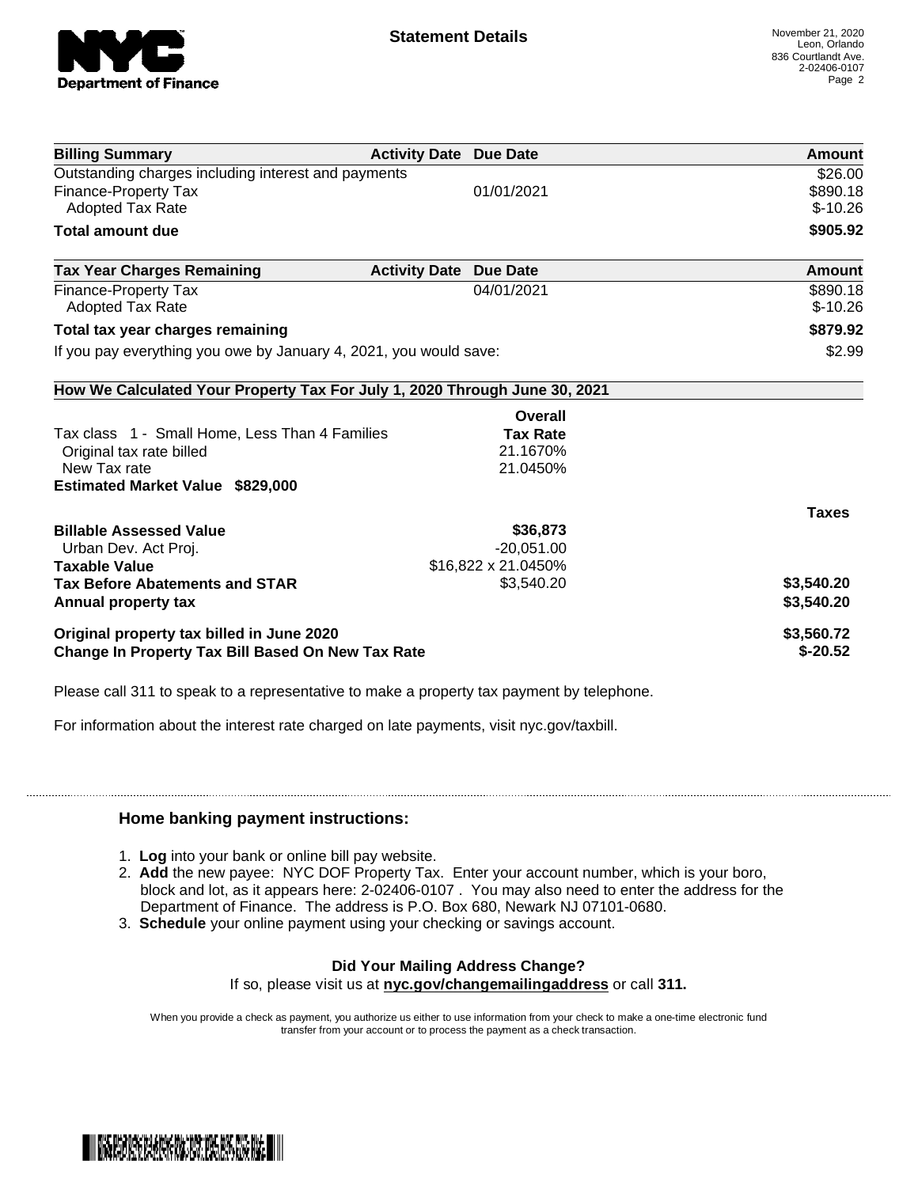**Statement Details**

November 21, 2020
Leon, Orlando
836 Courtlandt Ave.
2-02406-0107

| Billing Summary | Activity Date | Due Date | Amount |
|---|---|---|---|
| Outstanding charges including interest and payments | | | $26.00 |
| Finance-Property Tax | | 01/01/2021 | $890.18 |
| Adopted Tax Rate | | | $-10.26 |
| **Total amount due** | | | **$905.92** |

| Tax Year Charges Remaining | Activity Date | Due Date | Amount |
|---|---|---|---|
| Finance-Property Tax | | 04/01/2021 | $890.18 |
| Adopted Tax Rate | | | $-10.26 |
| **Total tax year charges remaining** | | | **$879.92** |
| If you pay everything you owe by January 4, 2021, you would save: | | | $2.99 |

**How We Calculated Your Property Tax For July 1, 2020 Through June 30, 2021**

| | Overall Tax Rate | |
|---|---|---|
| Tax class 1 - Small Home, Less Than 4 Families | | |
| Original tax rate billed | 21.1670% | |
| New Tax rate | 21.0450% | |
| **Estimated Market Value $829,000** | | |
| | | **Taxes** |
| **Billable Assessed Value** | **$36,873** | |
| Urban Dev. Act Proj. | -20,051.00 | |
| **Taxable Value** | $16,822 x 21.0450% | |
| **Tax Before Abatements and STAR** | $3,540.20 | **$3,540.20** |
| **Annual property tax** | | **$3,540.20** |
| **Original property tax billed in June 2020** | | **$3,560.72** |
| **Change In Property Tax Bill Based On New Tax Rate** | | **$-20.52** |

Please call 311 to speak to a representative to make a property tax payment by telephone.

For information about the interest rate charged on late payments, visit nyc.gov/taxbill.

## Home banking payment instructions:

1. **Log** into your bank or online bill pay website.
2. **Add** the new payee: NYC DOF Property Tax. Enter your account number, which is your boro, block and lot, as it appears here: 2-02406-0107 . You may also need to enter the address for the Department of Finance. The address is P.O. Box 680, Newark NJ 07101-0680.
3. **Schedule** your online payment using your checking or savings account.

**Did Your Mailing Address Change?**
If so, please visit us at **nyc.gov/changemailingaddress** or call **311.**

When you provide a check as payment, you authorize us either to use information from your check to make a one-time electronic fund transfer from your account or to process the payment as a check transaction.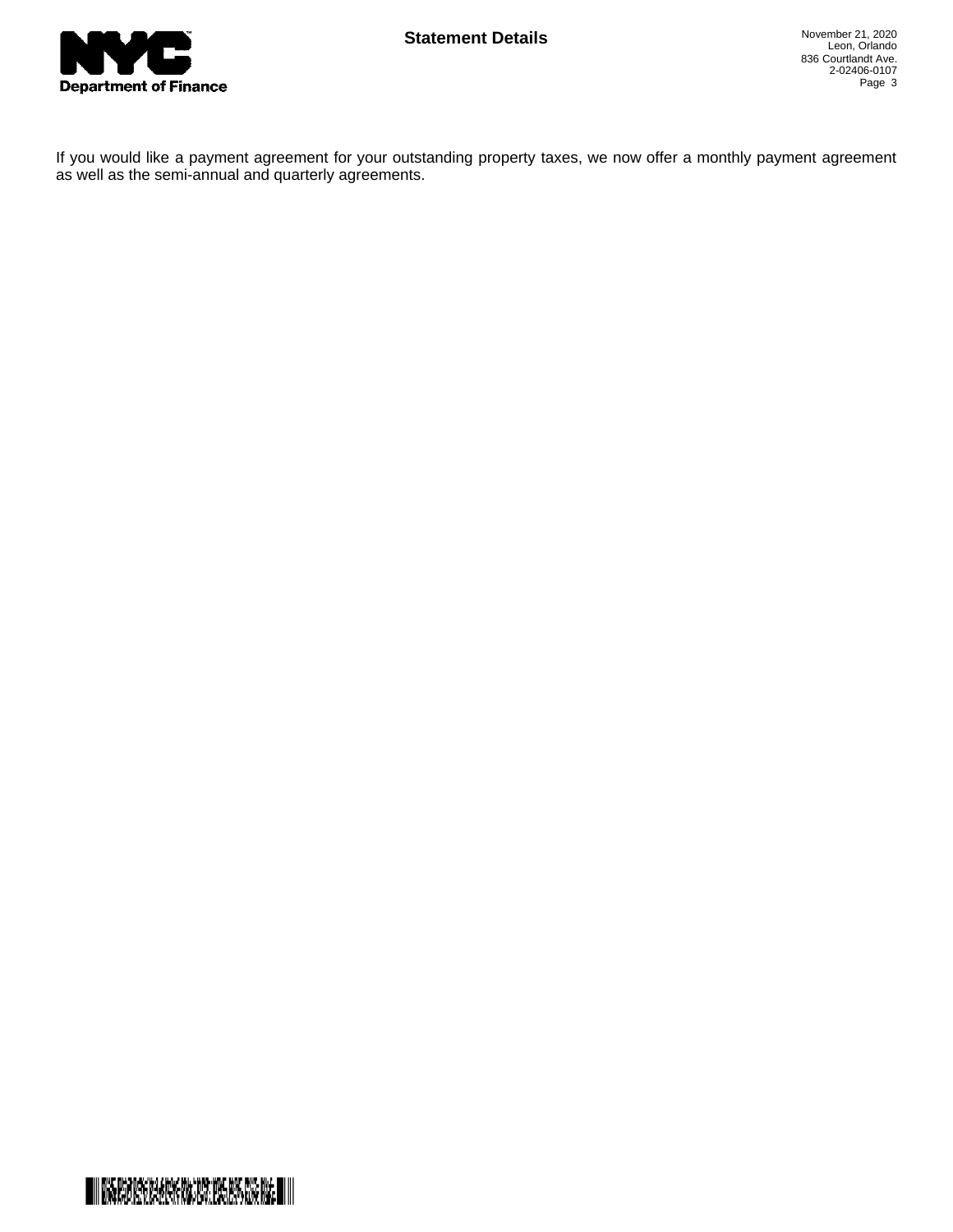If you would like a payment agreement for your outstanding property taxes, we now offer a monthly payment agreement as well as the semi-annual and quarterly agreements.